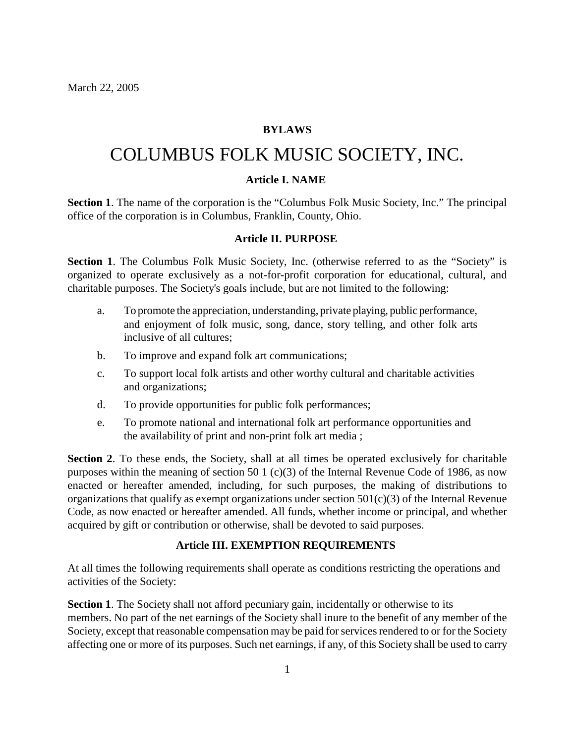March 22, 2005

**BYLAWS**

# COLUMBUS FOLK MUSIC SOCIETY, INC.

## Article I. NAME

**Section 1**. The name of the corporation is the "Columbus Folk Music Society, Inc." The principal office of the corporation is in Columbus, Franklin, County, Ohio.

## Article II. PURPOSE

**Section 1**. The Columbus Folk Music Society, Inc. (otherwise referred to as the "Society" is organized to operate exclusively as a not-for-profit corporation for educational, cultural, and charitable purposes. The Society's goals include, but are not limited to the following:

a. To promote the appreciation, understanding, private playing, public performance, and enjoyment of folk music, song, dance, story telling, and other folk arts inclusive of all cultures;

b. To improve and expand folk art communications;

c. To support local folk artists and other worthy cultural and charitable activities and organizations;

d. To provide opportunities for public folk performances;

e. To promote national and international folk art performance opportunities and the availability of print and non-print folk art media ;

**Section 2**. To these ends, the Society, shall at all times be operated exclusively for charitable purposes within the meaning of section 50 1 (c)(3) of the Internal Revenue Code of 1986, as now enacted or hereafter amended, including, for such purposes, the making of distributions to organizations that qualify as exempt organizations under section 501(c)(3) of the Internal Revenue Code, as now enacted or hereafter amended. All funds, whether income or principal, and whether acquired by gift or contribution or otherwise, shall be devoted to said purposes.

## Article III. EXEMPTION REQUIREMENTS

At all times the following requirements shall operate as conditions restricting the operations and activities of the Society:

**Section 1**. The Society shall not afford pecuniary gain, incidentally or otherwise to its members. No part of the net earnings of the Society shall inure to the benefit of any member of the Society, except that reasonable compensation may be paid for services rendered to or for the Society affecting one or more of its purposes. Such net earnings, if any, of this Society shall be used to carry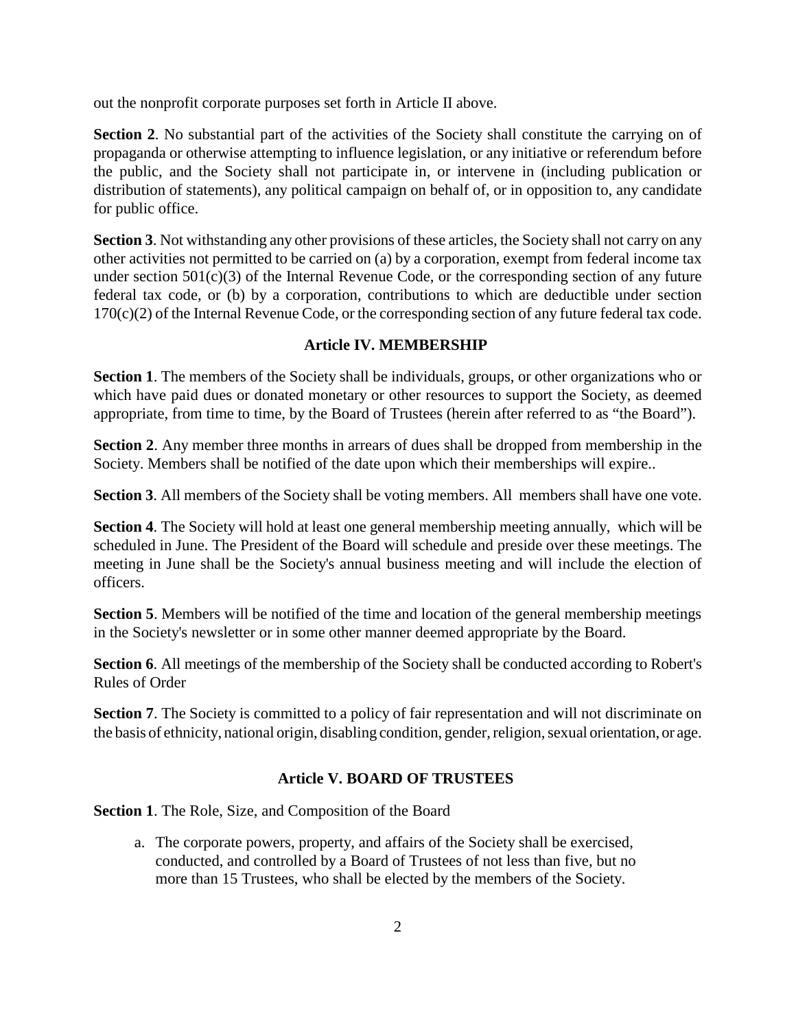out the nonprofit corporate purposes set forth in Article II above.

**Section 2**. No substantial part of the activities of the Society shall constitute the carrying on of propaganda or otherwise attempting to influence legislation, or any initiative or referendum before the public, and the Society shall not participate in, or intervene in (including publication or distribution of statements), any political campaign on behalf of, or in opposition to, any candidate for public office.

**Section 3**. Not withstanding any other provisions of these articles, the Society shall not carry on any other activities not permitted to be carried on (a) by a corporation, exempt from federal income tax under section 501(c)(3) of the Internal Revenue Code, or the corresponding section of any future federal tax code, or (b) by a corporation, contributions to which are deductible under section 170(c)(2) of the Internal Revenue Code, or the corresponding section of any future federal tax code.

## Article IV. MEMBERSHIP

**Section 1**. The members of the Society shall be individuals, groups, or other organizations who or which have paid dues or donated monetary or other resources to support the Society, as deemed appropriate, from time to time, by the Board of Trustees (herein after referred to as "the Board").

**Section 2**. Any member three months in arrears of dues shall be dropped from membership in the Society. Members shall be notified of the date upon which their memberships will expire..

**Section 3**. All members of the Society shall be voting members. All members shall have one vote.

**Section 4**. The Society will hold at least one general membership meeting annually, which will be scheduled in June. The President of the Board will schedule and preside over these meetings. The meeting in June shall be the Society's annual business meeting and will include the election of officers.

**Section 5**. Members will be notified of the time and location of the general membership meetings in the Society's newsletter or in some other manner deemed appropriate by the Board.

**Section 6**. All meetings of the membership of the Society shall be conducted according to Robert's Rules of Order

**Section 7**. The Society is committed to a policy of fair representation and will not discriminate on the basis of ethnicity, national origin, disabling condition, gender, religion, sexual orientation, or age.

## Article V. BOARD OF TRUSTEES

**Section 1**. The Role, Size, and Composition of the Board

a. The corporate powers, property, and affairs of the Society shall be exercised, conducted, and controlled by a Board of Trustees of not less than five, but no more than 15 Trustees, who shall be elected by the members of the Society.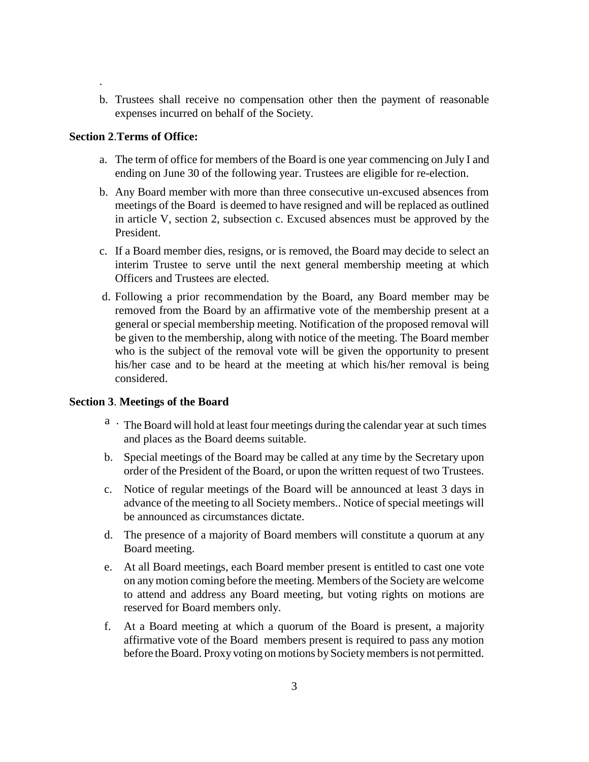.

b. Trustees shall receive no compensation other then the payment of reasonable expenses incurred on behalf of the Society.

**Section 2**.**Terms of Office:**

a. The term of office for members of the Board is one year commencing on July I and ending on June 30 of the following year. Trustees are eligible for re-election.

b. Any Board member with more than three consecutive un-excused absences from meetings of the Board is deemed to have resigned and will be replaced as outlined in article V, section 2, subsection c. Excused absences must be approved by the President.

c. If a Board member dies, resigns, or is removed, the Board may decide to select an interim Trustee to serve until the next general membership meeting at which Officers and Trustees are elected.

d. Following a prior recommendation by the Board, any Board member may be removed from the Board by an affirmative vote of the membership present at a general or special membership meeting. Notification of the proposed removal will be given to the membership, along with notice of the meeting. The Board member who is the subject of the removal vote will be given the opportunity to present his/her case and to be heard at the meeting at which his/her removal is being considered.

**Section 3**. **Meetings of the Board**

a. The Board will hold at least four meetings during the calendar year at such times and places as the Board deems suitable.

b. Special meetings of the Board may be called at any time by the Secretary upon order of the President of the Board, or upon the written request of two Trustees.

c. Notice of regular meetings of the Board will be announced at least 3 days in advance of the meeting to all Society members.. Notice of special meetings will be announced as circumstances dictate.

d. The presence of a majority of Board members will constitute a quorum at any Board meeting.

e. At all Board meetings, each Board member present is entitled to cast one vote on any motion coming before the meeting. Members of the Society are welcome to attend and address any Board meeting, but voting rights on motions are reserved for Board members only.

f. At a Board meeting at which a quorum of the Board is present, a majority affirmative vote of the Board members present is required to pass any motion before the Board. Proxy voting on motions by Society members is not permitted.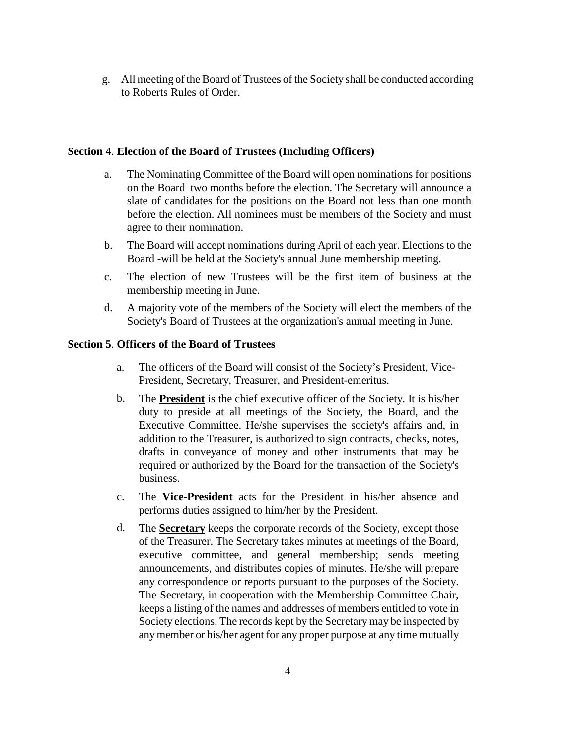g. All meeting of the Board of Trustees of the Society shall be conducted according to Roberts Rules of Order.

**Section 4**. **Election of the Board of Trustees (Including Officers)**

a. The Nominating Committee of the Board will open nominations for positions on the Board two months before the election. The Secretary will announce a slate of candidates for the positions on the Board not less than one month before the election. All nominees must be members of the Society and must agree to their nomination.

b. The Board will accept nominations during April of each year. Elections to the Board -will be held at the Society's annual June membership meeting.

c. The election of new Trustees will be the first item of business at the membership meeting in June.

d. A majority vote of the members of the Society will elect the members of the Society's Board of Trustees at the organization's annual meeting in June.

**Section 5**. **Officers of the Board of Trustees**

a. The officers of the Board will consist of the Society's President, Vice-President, Secretary, Treasurer, and President-emeritus.

b. The **President** is the chief executive officer of the Society. It is his/her duty to preside at all meetings of the Society, the Board, and the Executive Committee. He/she supervises the society's affairs and, in addition to the Treasurer, is authorized to sign contracts, checks, notes, drafts in conveyance of money and other instruments that may be required or authorized by the Board for the transaction of the Society's business.

c. The **Vice-President** acts for the President in his/her absence and performs duties assigned to him/her by the President.

d. The **Secretary** keeps the corporate records of the Society, except those of the Treasurer. The Secretary takes minutes at meetings of the Board, executive committee, and general membership; sends meeting announcements, and distributes copies of minutes. He/she will prepare any correspondence or reports pursuant to the purposes of the Society. The Secretary, in cooperation with the Membership Committee Chair, keeps a listing of the names and addresses of members entitled to vote in Society elections. The records kept by the Secretary may be inspected by any member or his/her agent for any proper purpose at any time mutually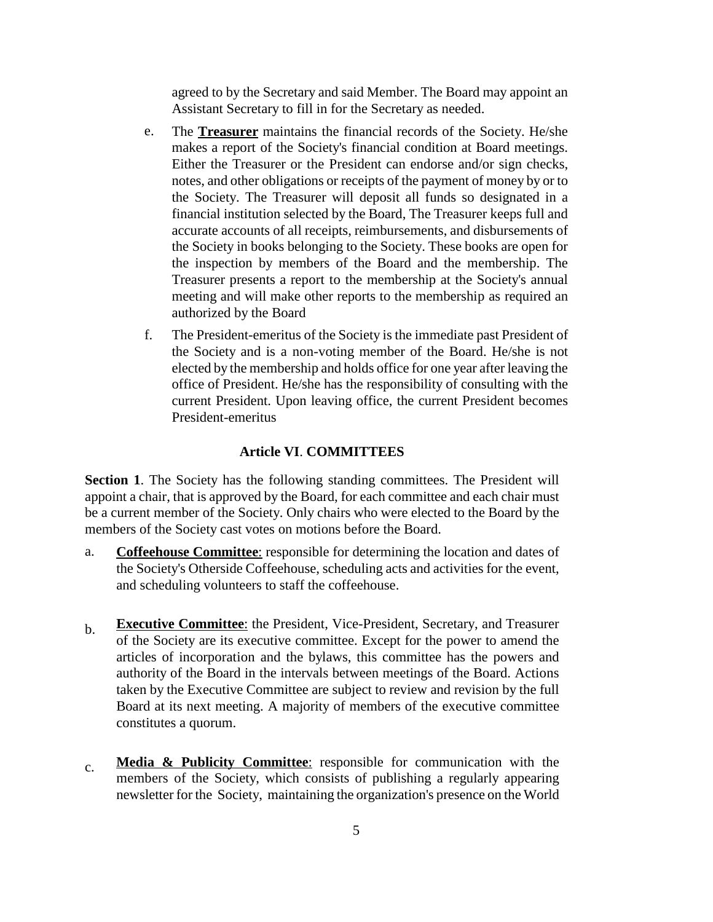agreed to by the Secretary and said Member. The Board may appoint an Assistant Secretary to fill in for the Secretary as needed.

e. The **Treasurer** maintains the financial records of the Society. He/she makes a report of the Society's financial condition at Board meetings. Either the Treasurer or the President can endorse and/or sign checks, notes, and other obligations or receipts of the payment of money by or to the Society. The Treasurer will deposit all funds so designated in a financial institution selected by the Board, The Treasurer keeps full and accurate accounts of all receipts, reimbursements, and disbursements of the Society in books belonging to the Society. These books are open for the inspection by members of the Board and the membership. The Treasurer presents a report to the membership at the Society's annual meeting and will make other reports to the membership as required an authorized by the Board

f. The President-emeritus of the Society is the immediate past President of the Society and is a non-voting member of the Board. He/she is not elected by the membership and holds office for one year after leaving the office of President. He/she has the responsibility of consulting with the current President. Upon leaving office, the current President becomes President-emeritus

## Article VI. COMMITTEES

**Section 1**. The Society has the following standing committees. The President will appoint a chair, that is approved by the Board, for each committee and each chair must be a current member of the Society. Only chairs who were elected to the Board by the members of the Society cast votes on motions before the Board.

a. **Coffeehouse Committee**: responsible for determining the location and dates of the Society's Otherside Coffeehouse, scheduling acts and activities for the event, and scheduling volunteers to staff the coffeehouse.

b. **Executive Committee**: the President, Vice-President, Secretary, and Treasurer of the Society are its executive committee. Except for the power to amend the articles of incorporation and the bylaws, this committee has the powers and authority of the Board in the intervals between meetings of the Board. Actions taken by the Executive Committee are subject to review and revision by the full Board at its next meeting. A majority of members of the executive committee constitutes a quorum.

c. **Media & Publicity Committee**: responsible for communication with the members of the Society, which consists of publishing a regularly appearing newsletter for the Society, maintaining the organization's presence on the World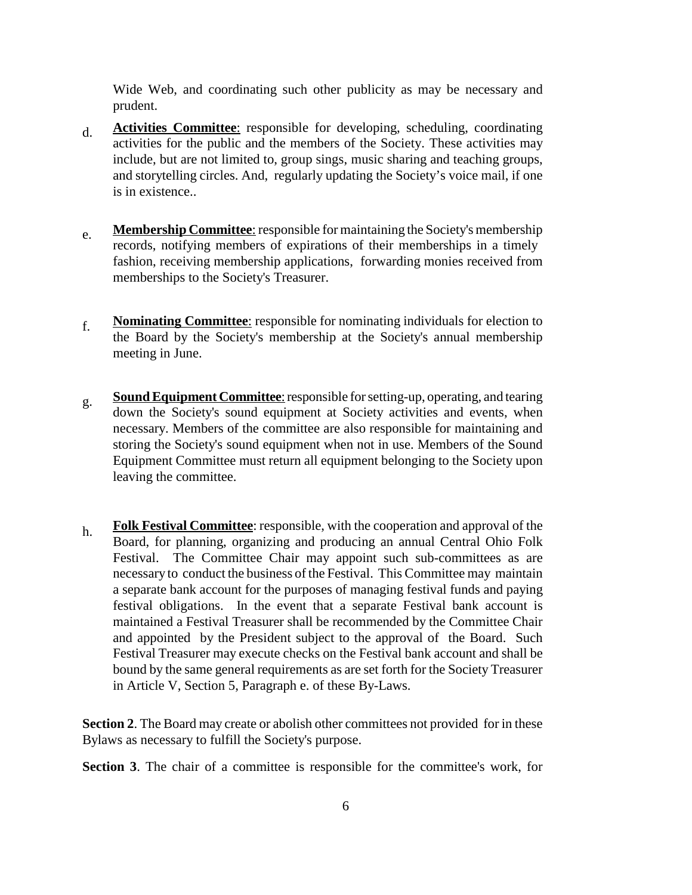Wide Web, and coordinating such other publicity as may be necessary and prudent.

d. **<u>Activities Committee</u>**: responsible for developing, scheduling, coordinating activities for the public and the members of the Society. These activities may include, but are not limited to, group sings, music sharing and teaching groups, and storytelling circles. And, regularly updating the Society's voice mail, if one is in existence..

e. **<u>Membership Committee</u>**: responsible for maintaining the Society's membership records, notifying members of expirations of their memberships in a timely fashion, receiving membership applications, forwarding monies received from memberships to the Society's Treasurer.

f. **<u>Nominating Committee</u>**: responsible for nominating individuals for election to the Board by the Society's membership at the Society's annual membership meeting in June.

g. **<u>Sound Equipment Committee</u>**: responsible for setting-up, operating, and tearing down the Society's sound equipment at Society activities and events, when necessary. Members of the committee are also responsible for maintaining and storing the Society's sound equipment when not in use. Members of the Sound Equipment Committee must return all equipment belonging to the Society upon leaving the committee.

h. **<u>Folk Festival Committee</u>**: responsible, with the cooperation and approval of the Board, for planning, organizing and producing an annual Central Ohio Folk Festival. The Committee Chair may appoint such sub-committees as are necessary to conduct the business of the Festival. This Committee may maintain a separate bank account for the purposes of managing festival funds and paying festival obligations. In the event that a separate Festival bank account is maintained a Festival Treasurer shall be recommended by the Committee Chair and appointed by the President subject to the approval of the Board. Such Festival Treasurer may execute checks on the Festival bank account and shall be bound by the same general requirements as are set forth for the Society Treasurer in Article V, Section 5, Paragraph e. of these By-Laws.

**Section 2**. The Board may create or abolish other committees not provided for in these Bylaws as necessary to fulfill the Society's purpose.

**Section 3**. The chair of a committee is responsible for the committee's work, for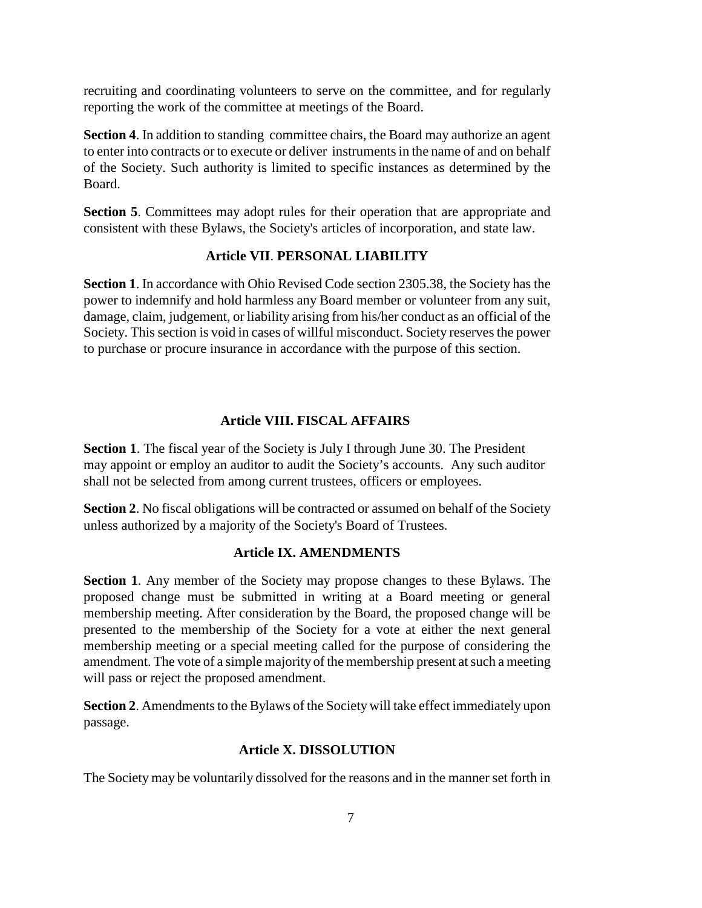recruiting and coordinating volunteers to serve on the committee, and for regularly reporting the work of the committee at meetings of the Board.

**Section 4**. In addition to standing committee chairs, the Board may authorize an agent to enter into contracts or to execute or deliver instruments in the name of and on behalf of the Society. Such authority is limited to specific instances as determined by the Board.

**Section 5**. Committees may adopt rules for their operation that are appropriate and consistent with these Bylaws, the Society's articles of incorporation, and state law.

## Article VII. PERSONAL LIABILITY

**Section 1**. In accordance with Ohio Revised Code section 2305.38, the Society has the power to indemnify and hold harmless any Board member or volunteer from any suit, damage, claim, judgement, or liability arising from his/her conduct as an official of the Society. This section is void in cases of willful misconduct. Society reserves the power to purchase or procure insurance in accordance with the purpose of this section.

## Article VIII. FISCAL AFFAIRS

**Section 1**. The fiscal year of the Society is July I through June 30. The President may appoint or employ an auditor to audit the Society's accounts. Any such auditor shall not be selected from among current trustees, officers or employees.

**Section 2**. No fiscal obligations will be contracted or assumed on behalf of the Society unless authorized by a majority of the Society's Board of Trustees.

## Article IX. AMENDMENTS

**Section 1**. Any member of the Society may propose changes to these Bylaws. The proposed change must be submitted in writing at a Board meeting or general membership meeting. After consideration by the Board, the proposed change will be presented to the membership of the Society for a vote at either the next general membership meeting or a special meeting called for the purpose of considering the amendment. The vote of a simple majority of the membership present at such a meeting will pass or reject the proposed amendment.

**Section 2**. Amendments to the Bylaws of the Society will take effect immediately upon passage.

## Article X. DISSOLUTION

The Society may be voluntarily dissolved for the reasons and in the manner set forth in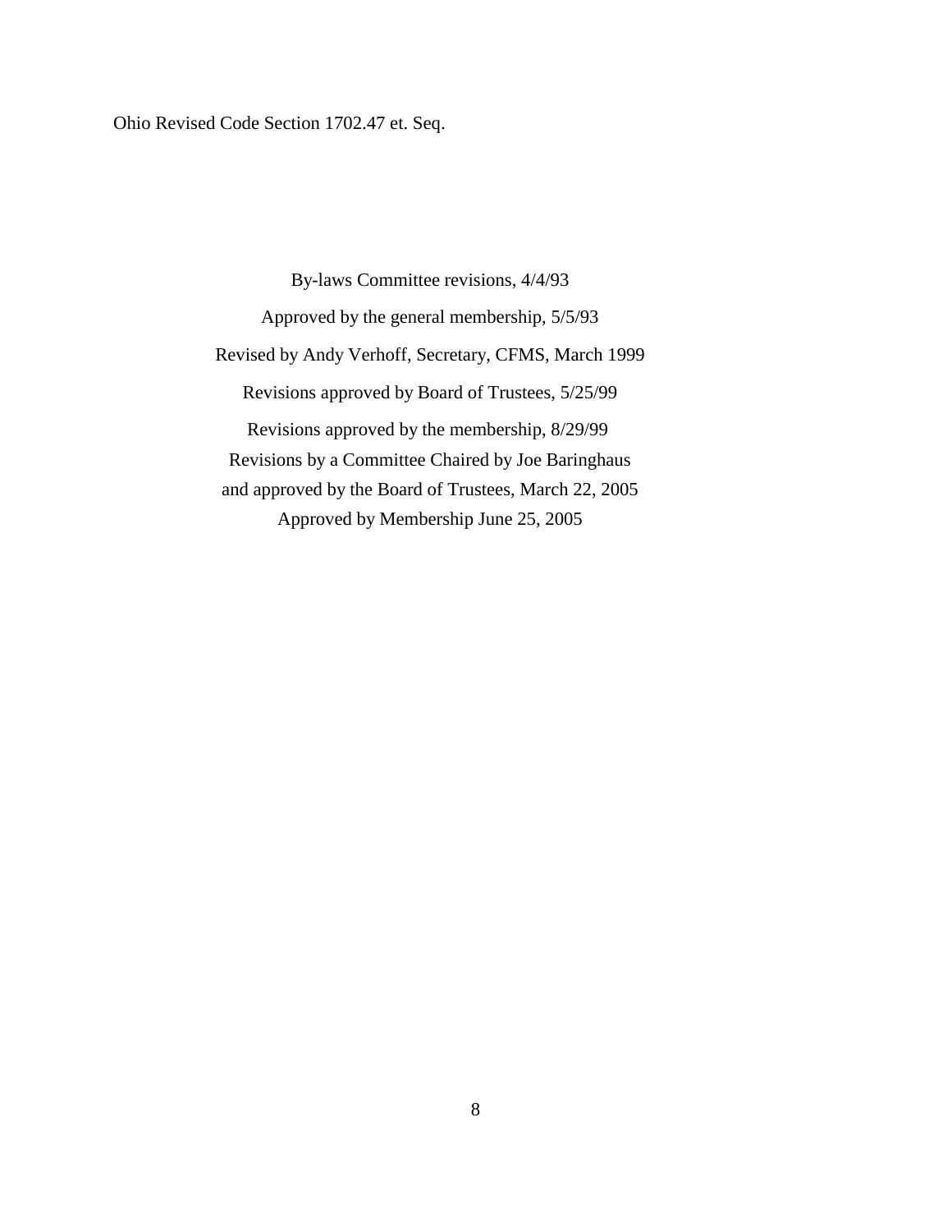Ohio Revised Code Section 1702.47 et. Seq.

By-laws Committee revisions, 4/4/93

Approved by the general membership, 5/5/93

Revised by Andy Verhoff, Secretary, CFMS, March 1999

Revisions approved by Board of Trustees, 5/25/99

Revisions approved by the membership, 8/29/99

Revisions by a Committee Chaired by Joe Baringhaus

and approved by the Board of Trustees, March 22, 2005

Approved by Membership June 25, 2005